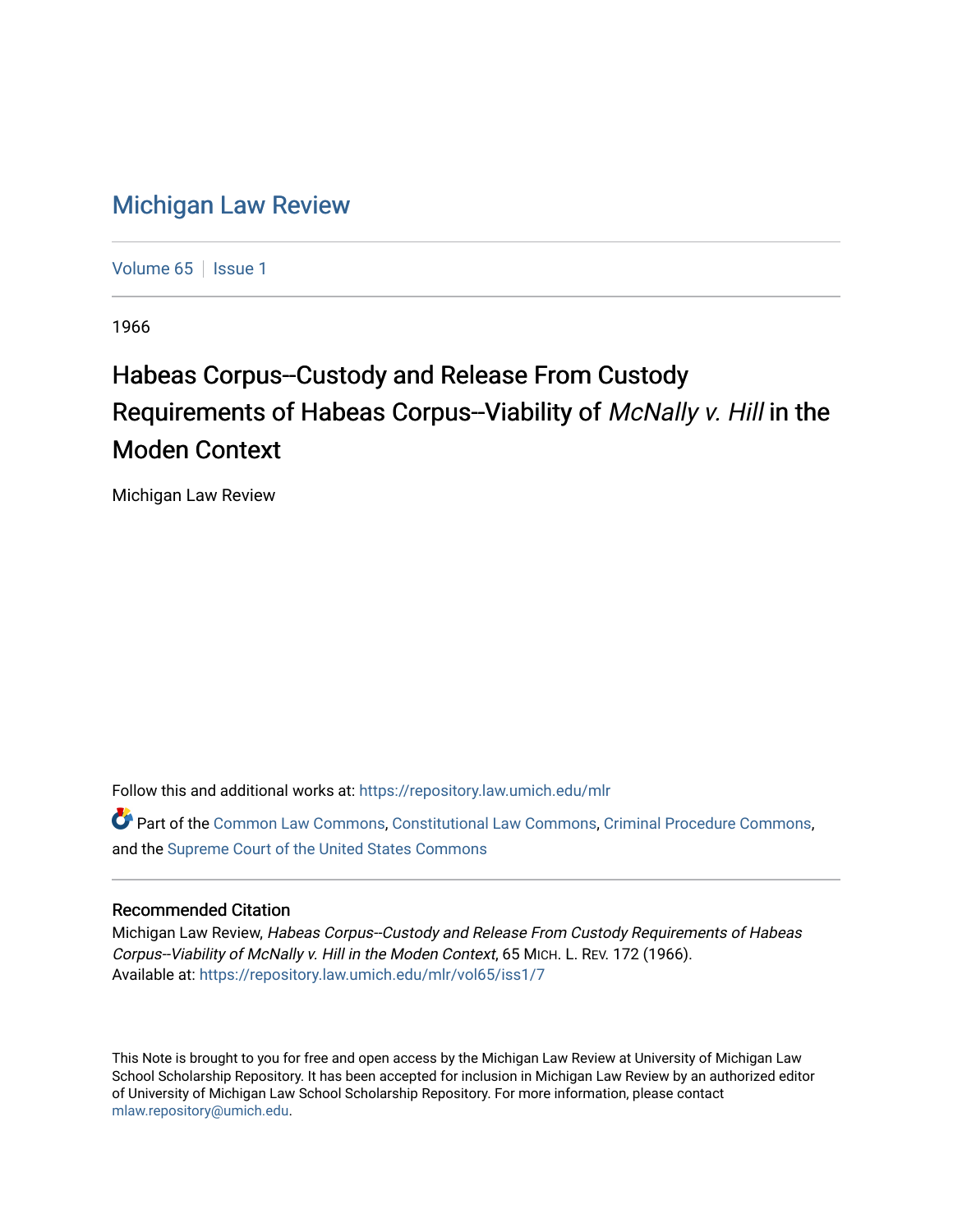# Michigan Law Review

Volume 65 | Issue 1

1966

## Habeas Corpus--Custody and Release From Custody Requirements of Habeas Corpus--Viability of *McNally v. Hill* in the Moden Context

Michigan Law Review

Follow this and additional works at: https://repository.law.umich.edu/mlr

Part of the Common Law Commons, Constitutional Law Commons, Criminal Procedure Commons, and the Supreme Court of the United States Commons

### Recommended Citation

Michigan Law Review, *Habeas Corpus--Custody and Release From Custody Requirements of Habeas Corpus--Viability of McNally v. Hill in the Moden Context*, 65 MICH. L. REV. 172 (1966).
Available at: https://repository.law.umich.edu/mlr/vol65/iss1/7

This Note is brought to you for free and open access by the Michigan Law Review at University of Michigan Law School Scholarship Repository. It has been accepted for inclusion in Michigan Law Review by an authorized editor of University of Michigan Law School Scholarship Repository. For more information, please contact mlaw.repository@umich.edu.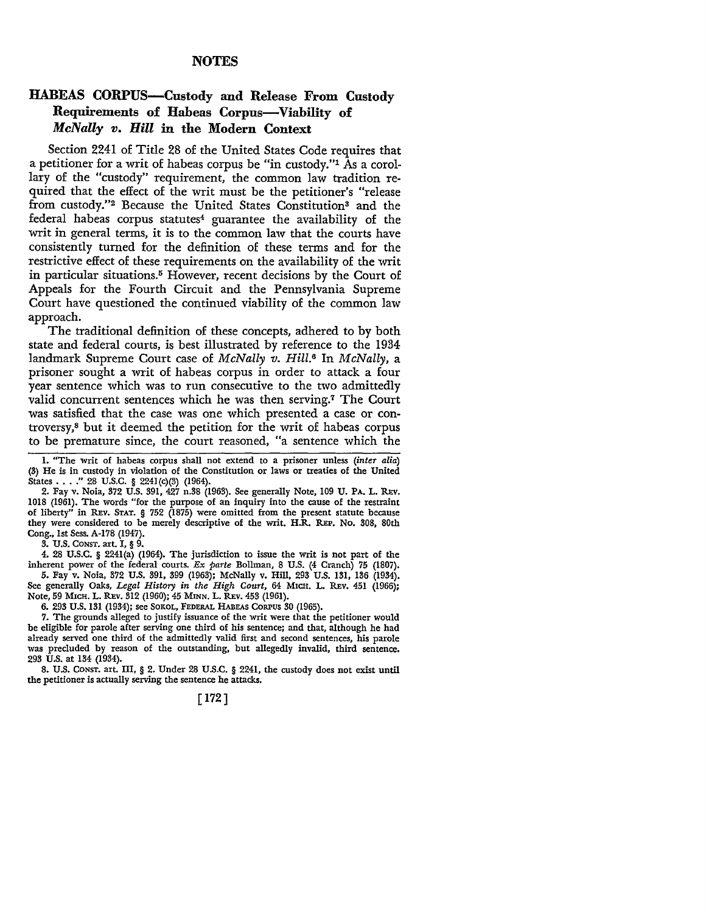**NOTES**

## HABEAS CORPUS—Custody and Release From Custody Requirements of Habeas Corpus—Viability of *McNally v. Hill* in the Modern Context

Section 2241 of Title 28 of the United States Code requires that a petitioner for a writ of habeas corpus be "in custody."[1] As a corollary of the "custody" requirement, the common law tradition required that the effect of the writ must be the petitioner's "release from custody."[2] Because the United States Constitution[3] and the federal habeas corpus statutes[4] guarantee the availability of the writ in general terms, it is to the common law that the courts have consistently turned for the definition of these terms and for the restrictive effect of these requirements on the availability of the writ in particular situations.[5] However, recent decisions by the Court of Appeals for the Fourth Circuit and the Pennsylvania Supreme Court have questioned the continued viability of the common law approach.

The traditional definition of these concepts, adhered to by both state and federal courts, is best illustrated by reference to the 1934 landmark Supreme Court case of *McNally v. Hill*.[6] In *McNally*, a prisoner sought a writ of habeas corpus in order to attack a four year sentence which was to run consecutive to the two admittedly valid concurrent sentences which he was then serving.[7] The Court was satisfied that the case was one which presented a case or controversy,[8] but it deemed the petition for the writ of habeas corpus to be premature since, the court reasoned, "a sentence which the

---

1. "The writ of habeas corpus shall not extend to a prisoner unless (*inter alia*) (3) He is in custody in violation of the Constitution or laws or treaties of the United States . . . ." 28 U.S.C. § 2241(c)(3) (1964).

2. Fay v. Noia, 372 U.S. 391, 427 n.38 (1963). See generally Note, 109 U. PA. L. REV. 1018 (1961). The words "for the purpose of an inquiry into the cause of the restraint of liberty" in REV. STAT. § 752 (1875) were omitted from the present statute because they were considered to be merely descriptive of the writ. H.R. REP. No. 308, 80th Cong., 1st Sess. A-178 (1947).

3. U.S. CONST. art. I, § 9.

4. 28 U.S.C. § 2241(a) (1964). The jurisdiction to issue the writ is not part of the inherent power of the federal courts. *Ex parte* Bollman, 8 U.S. (4 Cranch) 75 (1807).

5. Fay v. Noia, 372 U.S. 391, 399 (1963); McNally v. Hill, 293 U.S. 131, 136 (1934). See generally Oaks, *Legal History in the High Court*, 64 MICH. L. REV. 451 (1966); Note, 59 MICH. L. REV. 312 (1960); 45 MINN. L. REV. 453 (1961).

6. 293 U.S. 131 (1934); see SOKOL, FEDERAL HABEAS CORPUS 30 (1965).

7. The grounds alleged to justify issuance of the writ were that the petitioner would be eligible for parole after serving one third of his sentence; and that, although he had already served one third of the admittedly valid first and second sentences, his parole was precluded by reason of the outstanding, but allegedly invalid, third sentence. 293 U.S. at 134 (1934).

8. U.S. CONST. art. III, § 2. Under 28 U.S.C. § 2241, the custody does not exist until the petitioner is actually serving the sentence he attacks.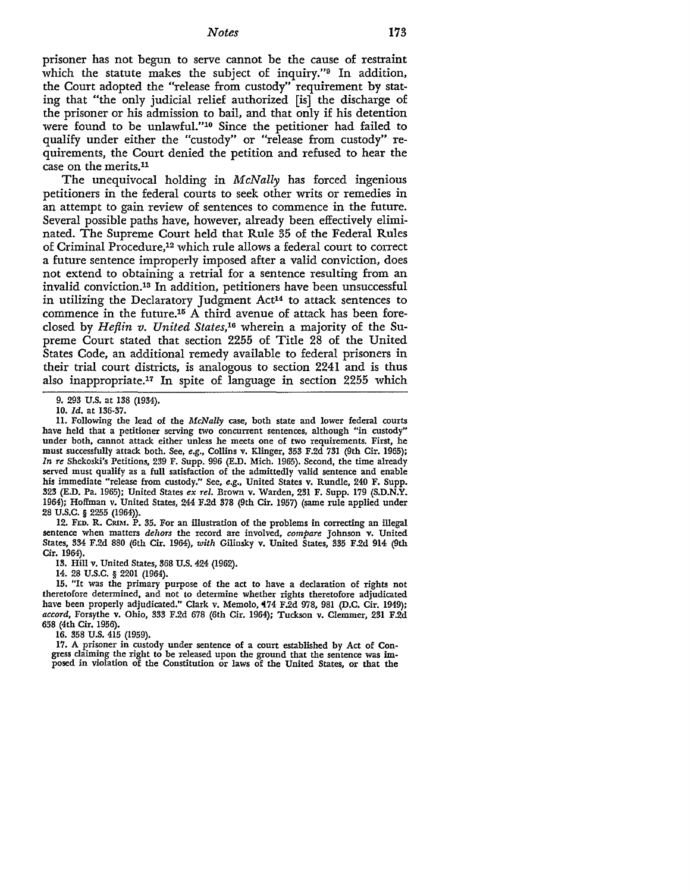prisoner has not begun to serve cannot be the cause of restraint which the statute makes the subject of inquiry."[9] In addition, the Court adopted the "release from custody" requirement by stating that "the only judicial relief authorized [is] the discharge of the prisoner or his admission to bail, and that only if his detention were found to be unlawful."[10] Since the petitioner had failed to qualify under either the "custody" or "release from custody" requirements, the Court denied the petition and refused to hear the case on the merits.[11]

The unequivocal holding in *McNally* has forced ingenious petitioners in the federal courts to seek other writs or remedies in an attempt to gain review of sentences to commence in the future. Several possible paths have, however, already been effectively eliminated. The Supreme Court held that Rule 35 of the Federal Rules of Criminal Procedure,[12] which rule allows a federal court to correct a future sentence improperly imposed after a valid conviction, does not extend to obtaining a retrial for a sentence resulting from an invalid conviction.[13] In addition, petitioners have been unsuccessful in utilizing the Declaratory Judgment Act[14] to attack sentences to commence in the future.[15] A third avenue of attack has been foreclosed by *Heflin v. United States*,[16] wherein a majority of the Supreme Court stated that section 2255 of Title 28 of the United States Code, an additional remedy available to federal prisoners in their trial court districts, is analogous to section 2241 and is thus also inappropriate.[17] In spite of language in section 2255 which

---

9. 293 U.S. at 138 (1934).

10. *Id.* at 136-37.

11. Following the lead of the *McNally* case, both state and lower federal courts have held that a petitioner serving two concurrent sentences, although "in custody" under both, cannot attack either unless he meets one of two requirements. First, he must successfully attack both. See, *e.g.*, Collins v. Klinger, 353 F.2d 731 (9th Cir. 1965); *In re* Shekoski's Petitions, 239 F. Supp. 996 (E.D. Mich. 1965). Second, the time already served must qualify as a full satisfaction of the admittedly valid sentence and enable his immediate "release from custody." See, *e.g.*, United States v. Rundle, 240 F. Supp. 323 (E.D. Pa. 1965); United States *ex rel.* Brown v. Warden, 231 F. Supp. 179 (S.D.N.Y. 1964); Hoffman v. United States, 244 F.2d 378 (9th Cir. 1957) (same rule applied under 28 U.S.C. § 2255 (1964)).

12. FED. R. CRIM. P. 35. For an illustration of the problems in correcting an illegal sentence when matters *dehors* the record are involved, *compare* Johnson v. United States, 334 F.2d 880 (6th Cir. 1964), *with* Gilinsky v. United States, 335 F.2d 914 (9th Cir. 1964).

13. Hill v. United States, 368 U.S. 424 (1962).

14. 28 U.S.C. § 2201 (1964).

15. "It was the primary purpose of the act to have a declaration of rights not theretofore determined, and not to determine whether rights theretofore adjudicated have been properly adjudicated." Clark v. Memolo, 174 F.2d 978, 981 (D.C. Cir. 1949); *accord*, Forsythe v. Ohio, 333 F.2d 678 (6th Cir. 1964); Tuckson v. Clemmer, 231 F.2d 658 (4th Cir. 1956).

16. 358 U.S. 415 (1959).

17. A prisoner in custody under sentence of a court established by Act of Congress claiming the right to be released upon the ground that the sentence was imposed in violation of the Constitution or laws of the United States, or that the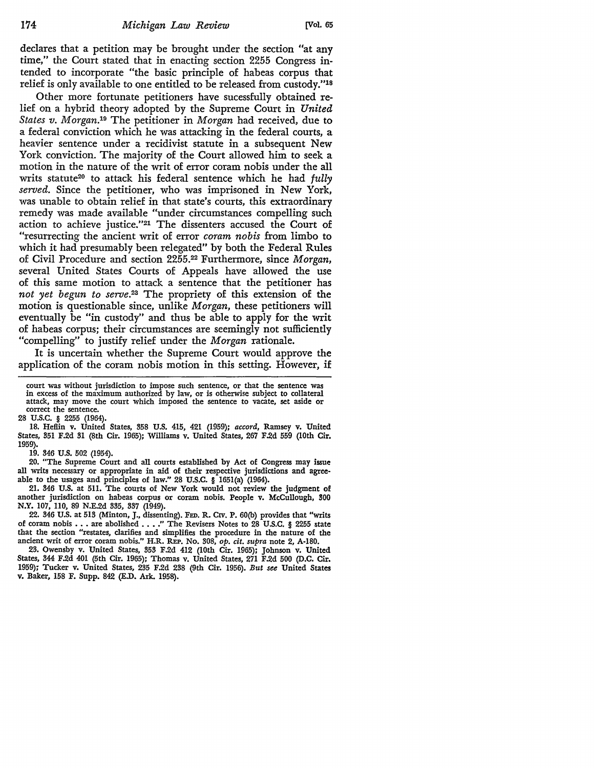declares that a petition may be brought under the section "at any time," the Court stated that in enacting section 2255 Congress intended to incorporate "the basic principle of habeas corpus that relief is only available to one entitled to be released from custody."[18]

Other more fortunate petitioners have sucessfully obtained relief on a hybrid theory adopted by the Supreme Court in *United States v. Morgan*.[19] The petitioner in *Morgan* had received, due to a federal conviction which he was attacking in the federal courts, a heavier sentence under a recidivist statute in a subsequent New York conviction. The majority of the Court allowed him to seek a motion in the nature of the writ of error coram nobis under the all writs statute[20] to attack his federal sentence which he had *fully served*. Since the petitioner, who was imprisoned in New York, was unable to obtain relief in that state's courts, this extraordinary remedy was made available "under circumstances compelling such action to achieve justice."[21] The dissenters accused the Court of "resurrecting the ancient writ of error *coram nobis* from limbo to which it had presumably been relegated" by both the Federal Rules of Civil Procedure and section 2255.[22] Furthermore, since *Morgan*, several United States Courts of Appeals have allowed the use of this same motion to attack a sentence that the petitioner has *not yet begun to serve*.[23] The propriety of this extension of the motion is questionable since, unlike *Morgan*, these petitioners will eventually be "in custody" and thus be able to apply for the writ of habeas corpus; their circumstances are seemingly not sufficiently "compelling" to justify relief under the *Morgan* rationale.

It is uncertain whether the Supreme Court would approve the application of the coram nobis motion in this setting. However, if

---

court was without jurisdiction to impose such sentence, or that the sentence was in excess of the maximum authorized by law, or is otherwise subject to collateral attack, may move the court which imposed the sentence to vacate, set aside or correct the sentence.

28 U.S.C. § 2255 (1964).

18. Heflin v. United States, 358 U.S. 415, 421 (1959); *accord*, Ramsey v. United States, 351 F.2d 31 (8th Cir. 1965); Williams v. United States, 267 F.2d 559 (10th Cir. 1959).

19. 346 U.S. 502 (1954).

20. "The Supreme Court and all courts established by Act of Congress may issue all writs necessary or appropriate in aid of their respective jurisdictions and agreeable to the usages and principles of law." 28 U.S.C. § 1651(a) (1964).

21. 346 U.S. at 511. The courts of New York would not review the judgment of another jurisdiction on habeas corpus or coram nobis. People v. McCullough, 300 N.Y. 107, 110, 89 N.E.2d 335, 337 (1949).

22. 346 U.S. at 513 (Minton, J., dissenting). FED. R. CIV. P. 60(b) provides that "writs of coram nobis . . . are abolished . . . ." The Revisers Notes to 28 U.S.C. § 2255 state that the section "restates, clarifies and simplifies the procedure in the nature of the ancient writ of error coram nobis." H.R. REP. No. 308, *op. cit. supra* note 2, A-180.

23. Owensby v. United States, 353 F.2d 412 (10th Cir. 1965); Johnson v. United States, 344 F.2d 401 (5th Cir. 1965); Thomas v. United States, 271 F.2d 500 (D.C. Cir. 1959); Tucker v. United States, 235 F.2d 238 (9th Cir. 1956). *But see* United States v. Baker, 158 F. Supp. 842 (E.D. Ark. 1958).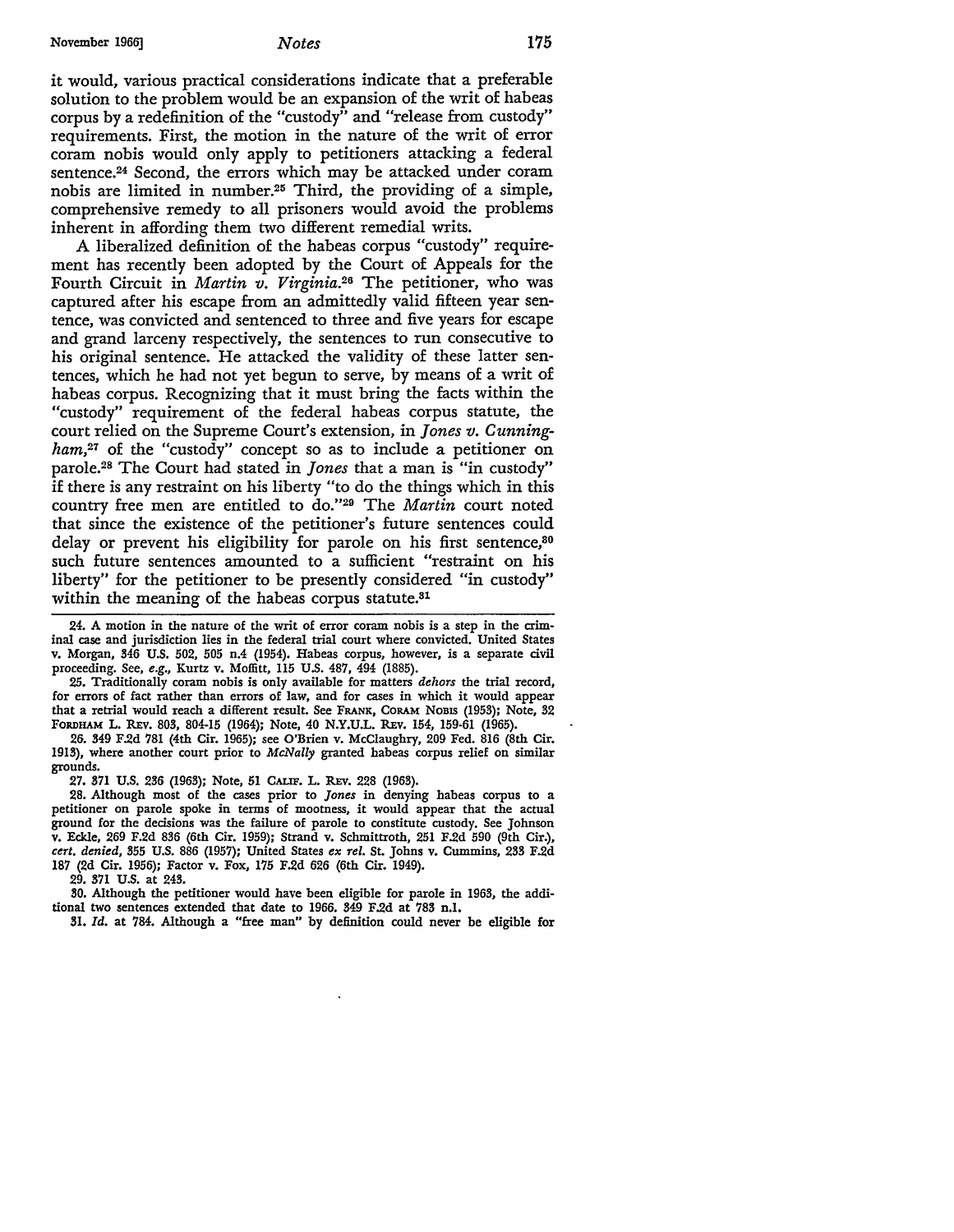it would, various practical considerations indicate that a preferable solution to the problem would be an expansion of the writ of habeas corpus by a redefinition of the "custody" and "release from custody" requirements. First, the motion in the nature of the writ of error coram nobis would only apply to petitioners attacking a federal sentence.[24] Second, the errors which may be attacked under coram nobis are limited in number.[25] Third, the providing of a simple, comprehensive remedy to all prisoners would avoid the problems inherent in affording them two different remedial writs.

A liberalized definition of the habeas corpus "custody" requirement has recently been adopted by the Court of Appeals for the Fourth Circuit in *Martin v. Virginia*.[26] The petitioner, who was captured after his escape from an admittedly valid fifteen year sentence, was convicted and sentenced to three and five years for escape and grand larceny respectively, the sentences to run consecutive to his original sentence. He attacked the validity of these latter sentences, which he had not yet begun to serve, by means of a writ of habeas corpus. Recognizing that it must bring the facts within the "custody" requirement of the federal habeas corpus statute, the court relied on the Supreme Court's extension, in *Jones v. Cunningham*,[27] of the "custody" concept so as to include a petitioner on parole.[28] The Court had stated in *Jones* that a man is "in custody" if there is any restraint on his liberty "to do the things which in this country free men are entitled to do."[29] The *Martin* court noted that since the existence of the petitioner's future sentences could delay or prevent his eligibility for parole on his first sentence,[30] such future sentences amounted to a sufficient "restraint on his liberty" for the petitioner to be presently considered "in custody" within the meaning of the habeas corpus statute.[31]

---

24. A motion in the nature of the writ of error coram nobis is a step in the criminal case and jurisdiction lies in the federal trial court where convicted. United States v. Morgan, 346 U.S. 502, 505 n.4 (1954). Habeas corpus, however, is a separate civil proceeding. See, *e.g.*, Kurtz v. Moffitt, 115 U.S. 487, 494 (1885).

25. Traditionally coram nobis is only available for matters *dehors* the trial record, for errors of fact rather than errors of law, and for cases in which it would appear that a retrial would reach a different result. See FRANK, CORAM NOBIS (1953); Note, 32 FORDHAM L. REV. 803, 804-15 (1964); Note, 40 N.Y.U.L. REV. 154, 159-61 (1965).

26. 349 F.2d 781 (4th Cir. 1965); see O'Brien v. McClaughry, 209 Fed. 816 (8th Cir. 1913), where another court prior to *McNally* granted habeas corpus relief on similar grounds.

27. 371 U.S. 236 (1963); Note, 51 CALIF. L. REV. 228 (1963).

28. Although most of the cases prior to *Jones* in denying habeas corpus to a petitioner on parole spoke in terms of mootness, it would appear that the actual ground for the decisions was the failure of parole to constitute custody. See Johnson v. Eckle, 269 F.2d 836 (6th Cir. 1959); Strand v. Schmittroth, 251 F.2d 590 (9th Cir.), *cert. denied*, 355 U.S. 886 (1957); United States *ex rel.* St. Johns v. Cummins, 233 F.2d 187 (2d Cir. 1956); Factor v. Fox, 175 F.2d 626 (6th Cir. 1949).

29. 371 U.S. at 243.

30. Although the petitioner would have been eligible for parole in 1963, the additional two sentences extended that date to 1966. 349 F.2d at 783 n.1.

31. *Id.* at 784. Although a "free man" by definition could never be eligible for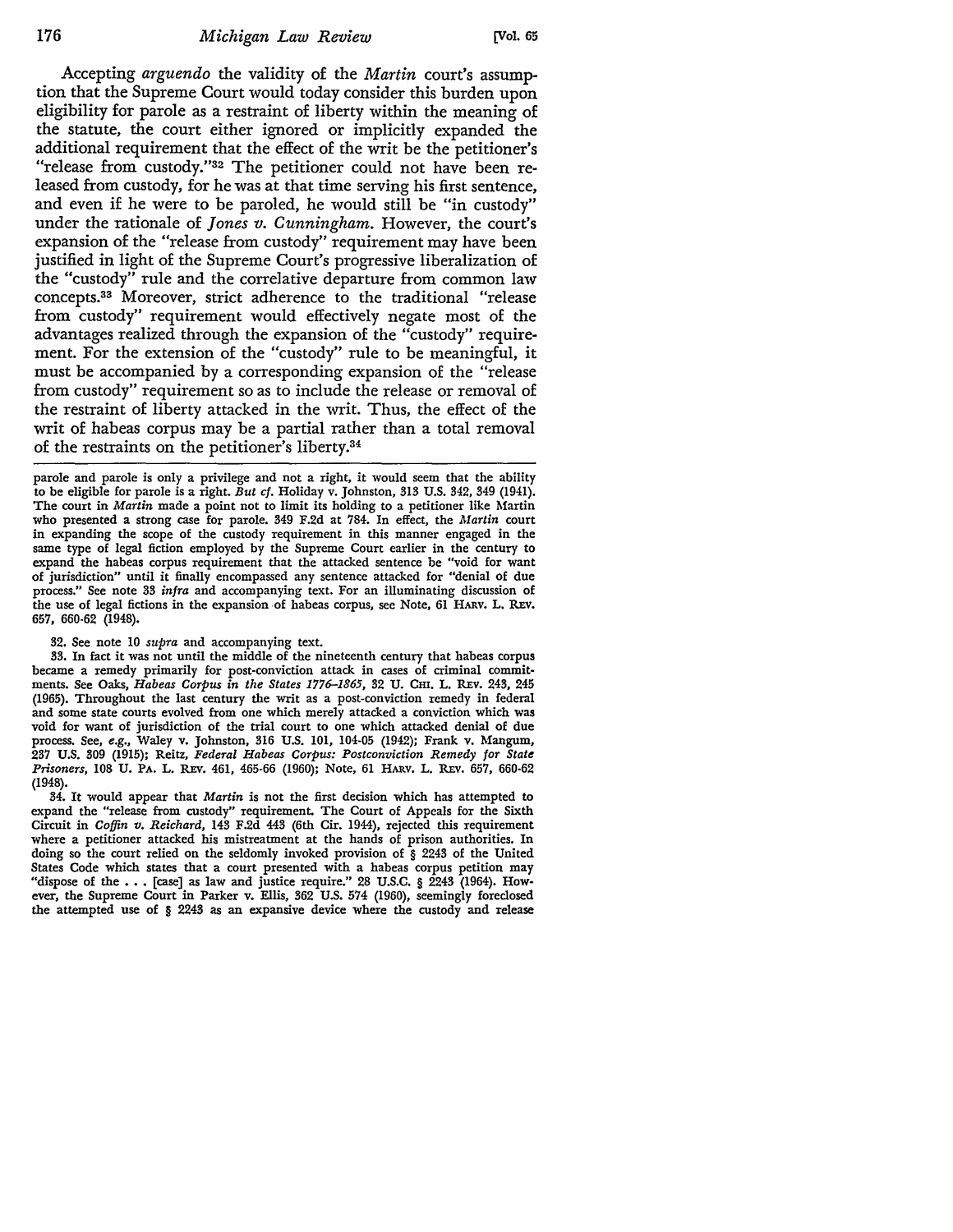Accepting *arguendo* the validity of the *Martin* court's assumption that the Supreme Court would today consider this burden upon eligibility for parole as a restraint of liberty within the meaning of the statute, the court either ignored or implicitly expanded the additional requirement that the effect of the writ be the petitioner's "release from custody."[32] The petitioner could not have been released from custody, for he was at that time serving his first sentence, and even if he were to be paroled, he would still be "in custody" under the rationale of *Jones v. Cunningham*. However, the court's expansion of the "release from custody" requirement may have been justified in light of the Supreme Court's progressive liberalization of the "custody" rule and the correlative departure from common law concepts.[33] Moreover, strict adherence to the traditional "release from custody" requirement would effectively negate most of the advantages realized through the expansion of the "custody" requirement. For the extension of the "custody" rule to be meaningful, it must be accompanied by a corresponding expansion of the "release from custody" requirement so as to include the release or removal of the restraint of liberty attacked in the writ. Thus, the effect of the writ of habeas corpus may be a partial rather than a total removal of the restraints on the petitioner's liberty.[34]

---

parole and parole is only a privilege and not a right, it would seem that the ability to be eligible for parole is a right. *But cf.* Holiday v. Johnston, 313 U.S. 342, 349 (1941). The court in *Martin* made a point not to limit its holding to a petitioner like Martin who presented a strong case for parole. 349 F.2d at 784. In effect, the *Martin* court in expanding the scope of the custody requirement in this manner engaged in the same type of legal fiction employed by the Supreme Court earlier in the century to expand the habeas corpus requirement that the attacked sentence be "void for want of jurisdiction" until it finally encompassed any sentence attacked for "denial of due process." See note 33 *infra* and accompanying text. For an illuminating discussion of the use of legal fictions in the expansion of habeas corpus, see Note, 61 HARV. L. REV. 657, 660-62 (1948).

32. See note 10 *supra* and accompanying text.

33. In fact it was not until the middle of the nineteenth century that habeas corpus became a remedy primarily for post-conviction attack in cases of criminal commitments. See Oaks, *Habeas Corpus in the States 1776-1865*, 32 U. CHI. L. REV. 243, 245 (1965). Throughout the last century the writ as a post-conviction remedy in federal and some state courts evolved from one which merely attacked a conviction which was void for want of jurisdiction of the trial court to one which attacked denial of due process. See, *e.g.*, Waley v. Johnston, 316 U.S. 101, 104-05 (1942); Frank v. Mangum, 237 U.S. 309 (1915); Reitz, *Federal Habeas Corpus: Postconviction Remedy for State Prisoners*, 108 U. PA. L. REV. 461, 465-66 (1960); Note, 61 HARV. L. REV. 657, 660-62 (1948).

34. It would appear that *Martin* is not the first decision which has attempted to expand the "release from custody" requirement. The Court of Appeals for the Sixth Circuit in *Coffin v. Reichard*, 143 F.2d 443 (6th Cir. 1944), rejected this requirement where a petitioner attacked his mistreatment at the hands of prison authorities. In doing so the court relied on the seldomly invoked provision of § 2243 of the United States Code which states that a court presented with a habeas corpus petition may "dispose of the . . . [case] as law and justice require." 28 U.S.C. § 2243 (1964). However, the Supreme Court in Parker v. Ellis, 362 U.S. 574 (1960), seemingly foreclosed the attempted use of § 2243 as an expansive device where the custody and release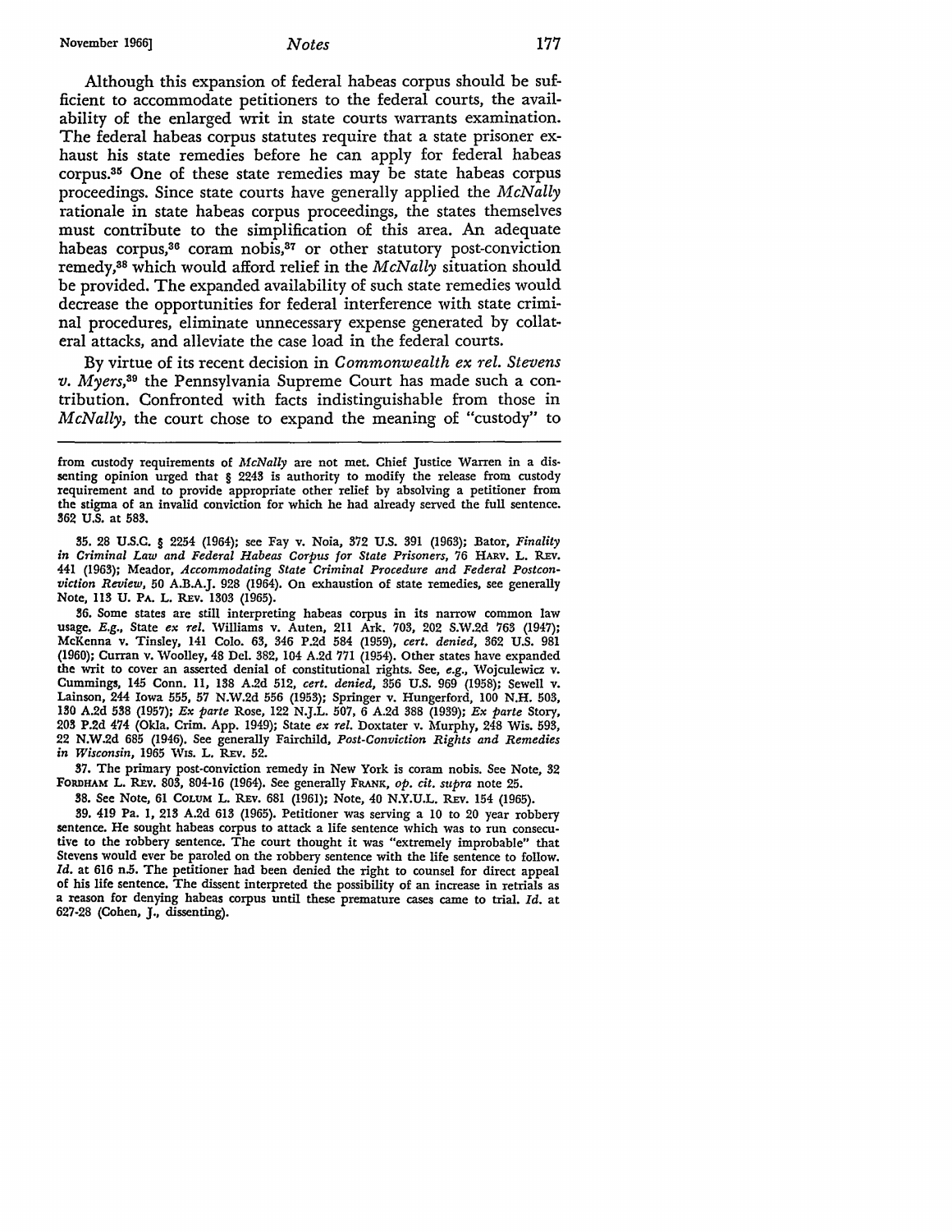Although this expansion of federal habeas corpus should be sufficient to accommodate petitioners to the federal courts, the availability of the enlarged writ in state courts warrants examination. The federal habeas corpus statutes require that a state prisoner exhaust his state remedies before he can apply for federal habeas corpus.[35] One of these state remedies may be state habeas corpus proceedings. Since state courts have generally applied the *McNally* rationale in state habeas corpus proceedings, the states themselves must contribute to the simplification of this area. An adequate habeas corpus,[36] coram nobis,[37] or other statutory post-conviction remedy,[38] which would afford relief in the *McNally* situation should be provided. The expanded availability of such state remedies would decrease the opportunities for federal interference with state criminal procedures, eliminate unnecessary expense generated by collateral attacks, and alleviate the case load in the federal courts.

By virtue of its recent decision in *Commonwealth ex rel. Stevens v. Myers*,[39] the Pennsylvania Supreme Court has made such a contribution. Confronted with facts indistinguishable from those in *McNally*, the court chose to expand the meaning of "custody" to

---

from custody requirements of *McNally* are not met. Chief Justice Warren in a dissenting opinion urged that § 2243 is authority to modify the release from custody requirement and to provide appropriate other relief by absolving a petitioner from the stigma of an invalid conviction for which he had already served the full sentence. 362 U.S. at 583.

35. 28 U.S.C. § 2254 (1964); see Fay v. Noia, 372 U.S. 391 (1963); Bator, *Finality in Criminal Law and Federal Habeas Corpus for State Prisoners*, 76 HARV. L. REV. 441 (1963); Meador, *Accommodating State Criminal Procedure and Federal Postconviction Review*, 50 A.B.A.J. 928 (1964). On exhaustion of state remedies, see generally Note, 113 U. PA. L. REV. 1303 (1965).

36. Some states are still interpreting habeas corpus in its narrow common law usage. *E.g.*, State *ex rel.* Williams v. Auten, 211 Ark. 703, 202 S.W.2d 763 (1947); McKenna v. Tinsley, 141 Colo. 63, 346 P.2d 584 (1959), *cert. denied*, 362 U.S. 981 (1960); Curran v. Woolley, 48 Del. 382, 104 A.2d 771 (1954). Other states have expanded the writ to cover an asserted denial of constitutional rights. See, *e.g.*, Wojculewicz v. Cummings, 145 Conn. 11, 138 A.2d 512, *cert. denied*, 356 U.S. 969 (1958); Sewell v. Lainson, 244 Iowa 555, 57 N.W.2d 556 (1953); Springer v. Hungerford, 100 N.H. 503, 130 A.2d 538 (1957); *Ex parte* Rose, 122 N.J.L. 507, 6 A.2d 388 (1939); *Ex parte* Story, 203 P.2d 474 (Okla. Crim. App. 1949); State *ex rel.* Doxtater v. Murphy, 248 Wis. 593, 22 N.W.2d 685 (1946). See generally Fairchild, *Post-Conviction Rights and Remedies in Wisconsin*, 1965 WIS. L. REV. 52.

37. The primary post-conviction remedy in New York is coram nobis. See Note, 32 FORDHAM L. REV. 803, 804-16 (1964). See generally FRANK, *op. cit. supra* note 25.

38. See Note, 61 COLUM. L. REV. 681 (1961); Note, 40 N.Y.U.L. REV. 154 (1965).

39. 419 Pa. 1, 213 A.2d 613 (1965). Petitioner was serving a 10 to 20 year robbery sentence. He sought habeas corpus to attack a life sentence which was to run consecutive to the robbery sentence. The court thought it was "extremely improbable" that Stevens would ever be paroled on the robbery sentence with the life sentence to follow. *Id.* at 616 n.5. The petitioner had been denied the right to counsel for direct appeal of his life sentence. The dissent interpreted the possibility of an increase in retrials as a reason for denying habeas corpus until these premature cases came to trial. *Id.* at 627-28 (Cohen, J., dissenting).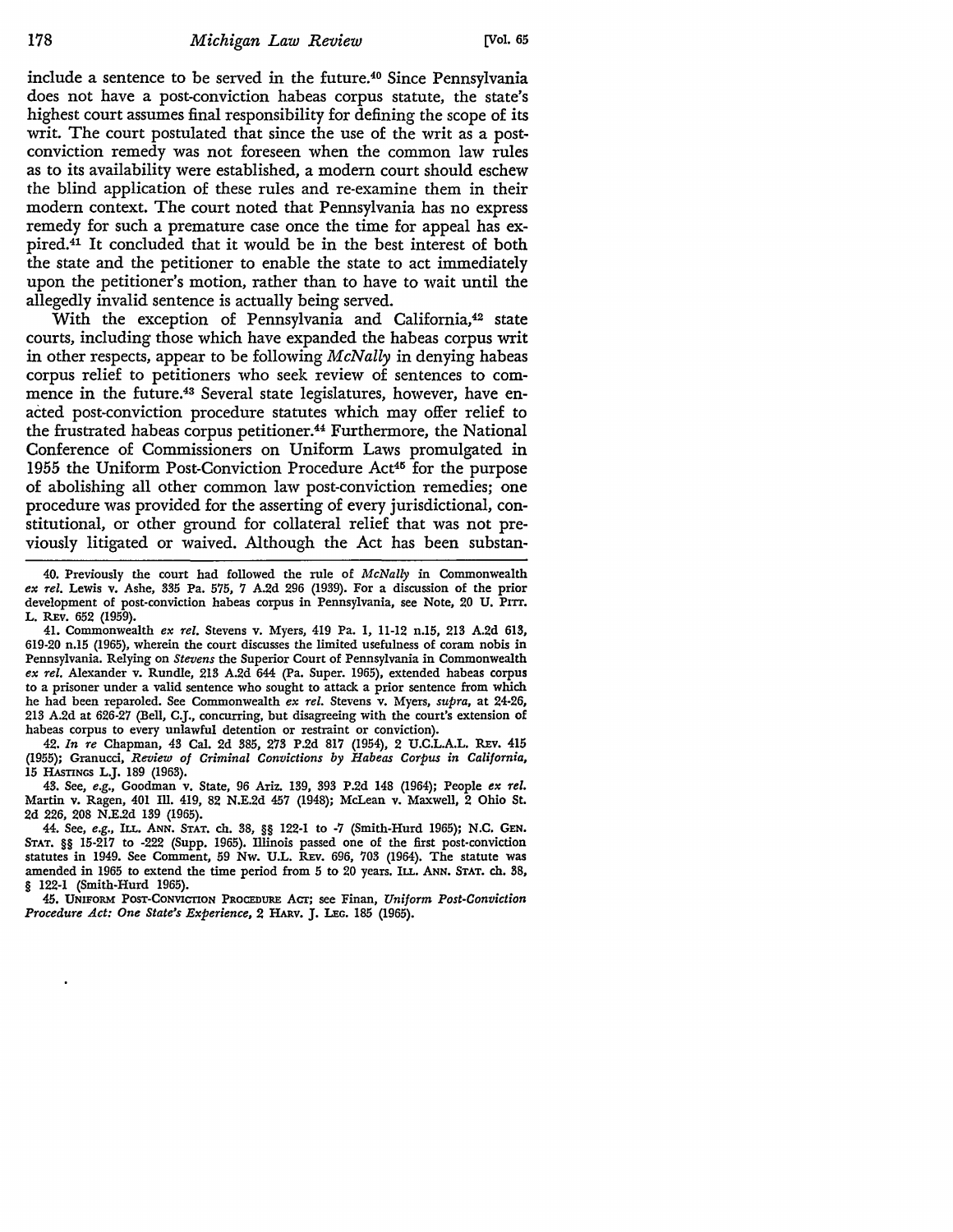include a sentence to be served in the future.[40] Since Pennsylvania does not have a post-conviction habeas corpus statute, the state's highest court assumes final responsibility for defining the scope of its writ. The court postulated that since the use of the writ as a post-conviction remedy was not foreseen when the common law rules as to its availability were established, a modern court should eschew the blind application of these rules and re-examine them in their modern context. The court noted that Pennsylvania has no express remedy for such a premature case once the time for appeal has expired.[41] It concluded that it would be in the best interest of both the state and the petitioner to enable the state to act immediately upon the petitioner's motion, rather than to have to wait until the allegedly invalid sentence is actually being served.

With the exception of Pennsylvania and California,[42] state courts, including those which have expanded the habeas corpus writ in other respects, appear to be following *McNally* in denying habeas corpus relief to petitioners who seek review of sentences to commence in the future.[43] Several state legislatures, however, have enacted post-conviction procedure statutes which may offer relief to the frustrated habeas corpus petitioner.[44] Furthermore, the National Conference of Commissioners on Uniform Laws promulgated in 1955 the Uniform Post-Conviction Procedure Act[45] for the purpose of abolishing all other common law post-conviction remedies; one procedure was provided for the asserting of every jurisdictional, constitutional, or other ground for collateral relief that was not previously litigated or waived. Although the Act has been substan-

---

40. Previously the court had followed the rule of *McNally* in Commonwealth *ex rel.* Lewis v. Ashe, 335 Pa. 575, 7 A.2d 296 (1939). For a discussion of the prior development of post-conviction habeas corpus in Pennsylvania, see Note, 20 U. PITT. L. REV. 652 (1959).

41. Commonwealth *ex rel.* Stevens v. Myers, 419 Pa. 1, 11-12 n.15, 213 A.2d 613, 619-20 n.15 (1965), wherein the court discusses the limited usefulness of coram nobis in Pennsylvania. Relying on *Stevens* the Superior Court of Pennsylvania in Commonwealth *ex rel.* Alexander v. Rundle, 213 A.2d 644 (Pa. Super. 1965), extended habeas corpus to a prisoner under a valid sentence who sought to attack a prior sentence from which he had been reparoled. See Commonwealth *ex rel.* Stevens v. Myers, *supra*, at 24-26, 213 A.2d at 626-27 (Bell, C.J., concurring, but disagreeing with the court's extension of habeas corpus to every unlawful detention or restraint or conviction).

42. *In re* Chapman, 43 Cal. 2d 385, 273 P.2d 817 (1954), 2 U.C.L.A.L. REV. 415 (1955); Granucci, *Review of Criminal Convictions by Habeas Corpus in California*, 15 HASTINGS L.J. 189 (1963).

43. See, *e.g.*, Goodman v. State, 96 Ariz. 139, 393 P.2d 148 (1964); People *ex rel.* Martin v. Ragen, 401 Ill. 419, 82 N.E.2d 457 (1948); McLean v. Maxwell, 2 Ohio St. 2d 226, 208 N.E.2d 139 (1965).

44. See, *e.g.*, ILL. ANN. STAT. ch. 38, §§ 122-1 to -7 (Smith-Hurd 1965); N.C. GEN. STAT. §§ 15-217 to -222 (Supp. 1965). Illinois passed one of the first post-conviction statutes in 1949. See Comment, 59 NW. U.L. REV. 696, 703 (1964). The statute was amended in 1965 to extend the time period from 5 to 20 years. ILL. ANN. STAT. ch. 38, § 122-1 (Smith-Hurd 1965).

45. UNIFORM POST-CONVICTION PROCEDURE ACT; see Finan, *Uniform Post-Conviction Procedure Act: One State's Experience*, 2 HARV. J. LEG. 185 (1965).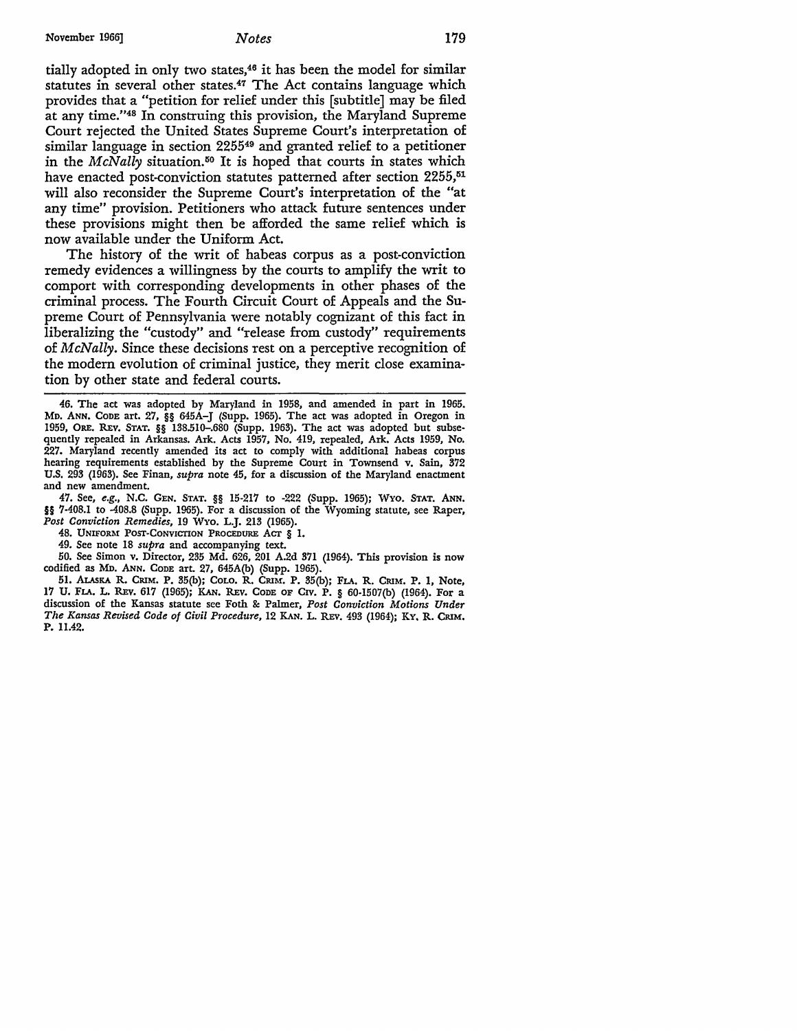tially adopted in only two states,[46] it has been the model for similar statutes in several other states.[47] The Act contains language which provides that a "petition for relief under this [subtitle] may be filed at any time."[48] In construing this provision, the Maryland Supreme Court rejected the United States Supreme Court's interpretation of similar language in section 2255[49] and granted relief to a petitioner in the *McNally* situation.[50] It is hoped that courts in states which have enacted post-conviction statutes patterned after section 2255,[51] will also reconsider the Supreme Court's interpretation of the "at any time" provision. Petitioners who attack future sentences under these provisions might then be afforded the same relief which is now available under the Uniform Act.

The history of the writ of habeas corpus as a post-conviction remedy evidences a willingness by the courts to amplify the writ to comport with corresponding developments in other phases of the criminal process. The Fourth Circuit Court of Appeals and the Supreme Court of Pennsylvania were notably cognizant of this fact in liberalizing the "custody" and "release from custody" requirements of *McNally*. Since these decisions rest on a perceptive recognition of the modern evolution of criminal justice, they merit close examination by other state and federal courts.

---

46. The act was adopted by Maryland in 1958, and amended in part in 1965. MD. ANN. CODE art. 27, §§ 645A–J (Supp. 1965). The act was adopted in Oregon in 1959, ORE. REV. STAT. §§ 138.510–.680 (Supp. 1963). The act was adopted but subsequently repealed in Arkansas. Ark. Acts 1957, No. 419, repealed, Ark. Acts 1959, No. 227. Maryland recently amended its act to comply with additional habeas corpus hearing requirements established by the Supreme Court in Townsend v. Sain, 372 U.S. 293 (1963). See Finan, *supra* note 45, for a discussion of the Maryland enactment and new amendment.

47. See, *e.g.*, N.C. GEN. STAT. §§ 15-217 to -222 (Supp. 1965); WYO. STAT. ANN. §§ 7-408.1 to -408.8 (Supp. 1965). For a discussion of the Wyoming statute, see Raper, *Post Conviction Remedies*, 19 WYO. L.J. 213 (1965).

48. UNIFORM POST-CONVICTION PROCEDURE ACT § 1.

49. See note 18 *supra* and accompanying text.

50. See Simon v. Director, 235 Md. 626, 201 A.2d 371 (1964). This provision is now codified as MD. ANN. CODE art. 27, 645A(b) (Supp. 1965).

51. ALASKA R. CRIM. P. 35(b); COLO. R. CRIM. P. 35(b); FLA. R. CRIM. P. 1, Note, 17 U. FLA. L. REV. 617 (1965); KAN. REV. CODE OF CIV. P. § 60-1507(b) (1964). For a discussion of the Kansas statute see Foth & Palmer, *Post Conviction Motions Under The Kansas Revised Code of Civil Procedure*, 12 KAN. L. REV. 493 (1964); KY. R. CRIM. P. 11.42.